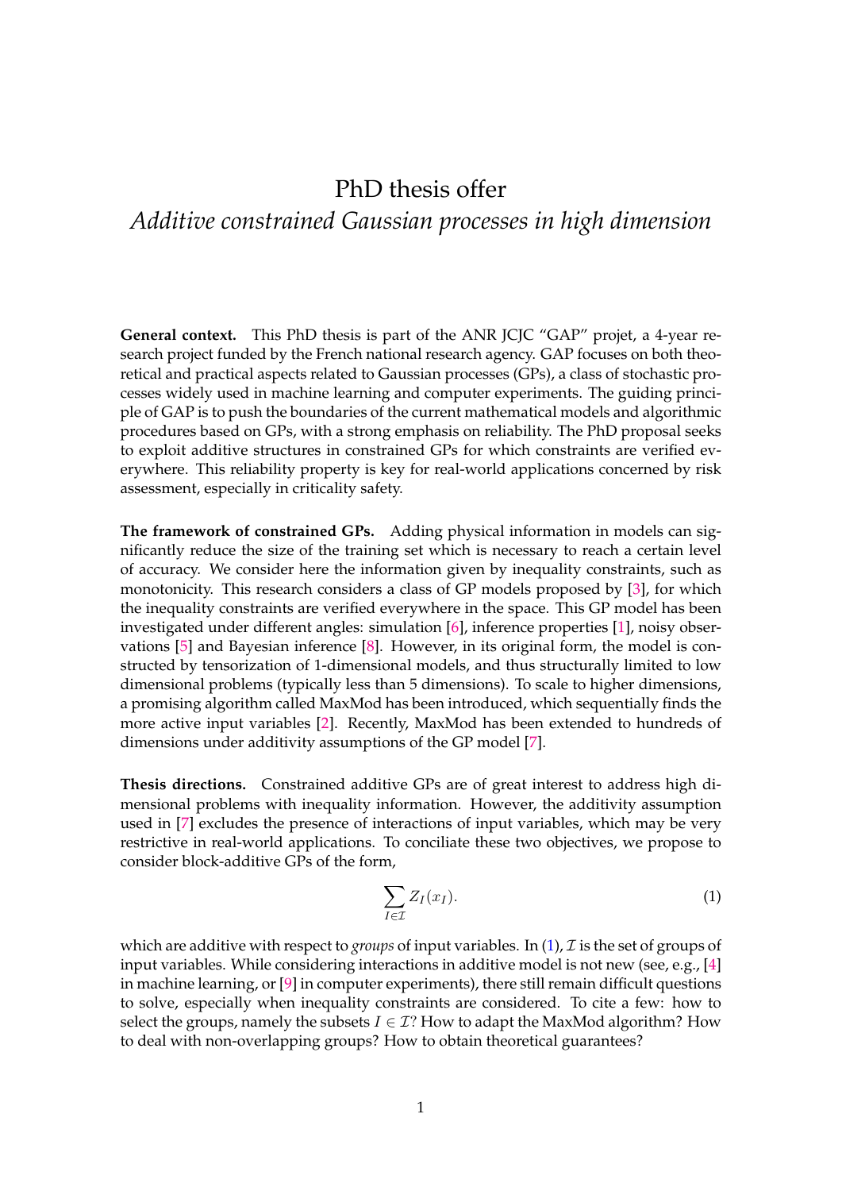# PhD thesis offer

## *Additive constrained Gaussian processes in high dimension*

**General context.** This PhD thesis is part of the ANR JCJC "GAP" projet, a 4-year research project funded by the French national research agency. GAP focuses on both theoretical and practical aspects related to Gaussian processes (GPs), a class of stochastic processes widely used in machine learning and computer experiments. The guiding principle of GAP is to push the boundaries of the current mathematical models and algorithmic procedures based on GPs, with a strong emphasis on reliability. The PhD proposal seeks to exploit additive structures in constrained GPs for which constraints are verified everywhere. This reliability property is key for real-world applications concerned by risk assessment, especially in criticality safety.

**The framework of constrained GPs.** Adding physical information in models can significantly reduce the size of the training set which is necessary to reach a certain level of accuracy. We consider here the information given by inequality constraints, such as monotonicity. This research considers a class of GP models proposed by [3], for which the inequality constraints are verified everywhere in the space. This GP model has been investigated under different angles: simulation [6], inference properties [1], noisy observations [5] and Bayesian inference [8]. However, in its original form, the model is constructed by tensorization of 1-dimensional models, and thus structurally limited to low dimensional problems (typically less than 5 dimensions). To scale to higher dimensions, a promising algorithm called MaxMod has been introduced, which sequentially finds the more active input variables [2]. Recently, MaxMod has been extended to hundreds of dimensions under additivity assumptions of the GP model [7].

**Thesis directions.** Constrained additive GPs are of great interest to address high dimensional problems with inequality information. However, the additivity assumption used in [7] excludes the presence of interactions of input variables, which may be very restrictive in real-world applications. To conciliate these two objectives, we propose to consider block-additive GPs of the form,

$$\sum_{I \in \mathcal{I}} Z_I(x_I). \tag{1}$$

which are additive with respect to *groups* of input variables. In (1), $\mathcal{I}$ is the set of groups of input variables. While considering interactions in additive model is not new (see, e.g., [4] in machine learning, or [9] in computer experiments), there still remain difficult questions to solve, especially when inequality constraints are considered. To cite a few: how to select the groups, namely the subsets $I \in \mathcal{I}$? How to adapt the MaxMod algorithm? How to deal with non-overlapping groups? How to obtain theoretical guarantees?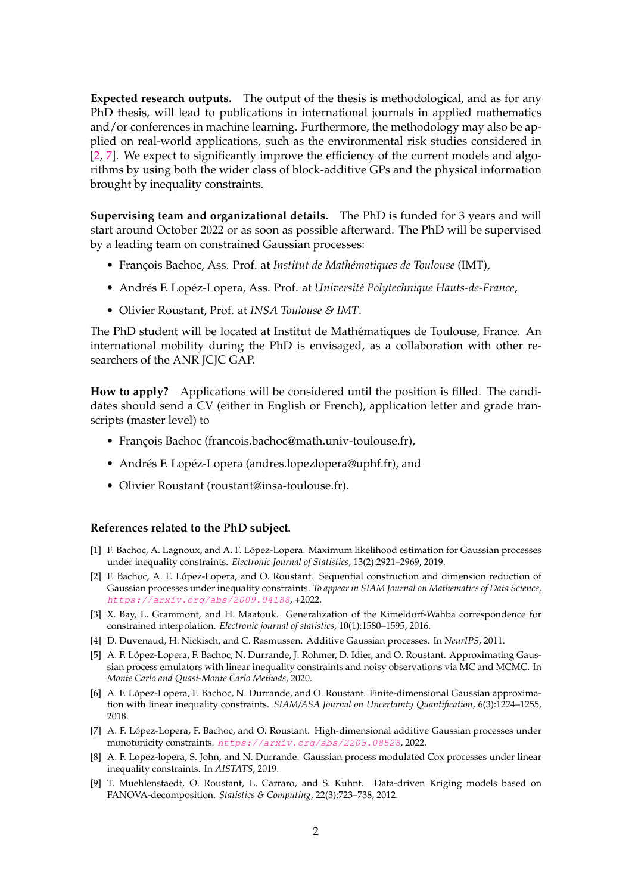**Expected research outputs.** The output of the thesis is methodological, and as for any PhD thesis, will lead to publications in international journals in applied mathematics and/or conferences in machine learning. Furthermore, the methodology may also be applied on real-world applications, such as the environmental risk studies considered in [2, 7]. We expect to significantly improve the efficiency of the current models and algorithms by using both the wider class of block-additive GPs and the physical information brought by inequality constraints.

**Supervising team and organizational details.** The PhD is funded for 3 years and will start around October 2022 or as soon as possible afterward. The PhD will be supervised by a leading team on constrained Gaussian processes:

- François Bachoc, Ass. Prof. at *Institut de Mathématiques de Toulouse* (IMT),
- Andrés F. Lopéz-Lopera, Ass. Prof. at *Université Polytechnique Hauts-de-France*,
- Olivier Roustant, Prof. at *INSA Toulouse & IMT*.

The PhD student will be located at Institut de Mathématiques de Toulouse, France. An international mobility during the PhD is envisaged, as a collaboration with other researchers of the ANR JCJC GAP.

**How to apply?** Applications will be considered until the position is filled. The candidates should send a CV (either in English or French), application letter and grade transcripts (master level) to

- François Bachoc (francois.bachoc@math.univ-toulouse.fr),
- Andrés F. Lopéz-Lopera (andres.lopezlopera@uphf.fr), and
- Olivier Roustant (roustant@insa-toulouse.fr).

**References related to the PhD subject.**

[1] F. Bachoc, A. Lagnoux, and A. F. López-Lopera. Maximum likelihood estimation for Gaussian processes under inequality constraints. *Electronic Journal of Statistics*, 13(2):2921–2969, 2019.

[2] F. Bachoc, A. F. López-Lopera, and O. Roustant. Sequential construction and dimension reduction of Gaussian processes under inequality constraints. *To appear in SIAM Journal on Mathematics of Data Science, https://arxiv.org/abs/2009.04188*, +2022.

[3] X. Bay, L. Grammont, and H. Maatouk. Generalization of the Kimeldorf-Wahba correspondence for constrained interpolation. *Electronic journal of statistics*, 10(1):1580–1595, 2016.

[4] D. Duvenaud, H. Nickisch, and C. Rasmussen. Additive Gaussian processes. In *NeurIPS*, 2011.

[5] A. F. López-Lopera, F. Bachoc, N. Durrande, J. Rohmer, D. Idier, and O. Roustant. Approximating Gaussian process emulators with linear inequality constraints and noisy observations via MC and MCMC. In *Monte Carlo and Quasi-Monte Carlo Methods*, 2020.

[6] A. F. López-Lopera, F. Bachoc, N. Durrande, and O. Roustant. Finite-dimensional Gaussian approximation with linear inequality constraints. *SIAM/ASA Journal on Uncertainty Quantification*, 6(3):1224–1255, 2018.

[7] A. F. López-Lopera, F. Bachoc, and O. Roustant. High-dimensional additive Gaussian processes under monotonicity constraints. *https://arxiv.org/abs/2205.08528*, 2022.

[8] A. F. Lopez-lopera, S. John, and N. Durrande. Gaussian process modulated Cox processes under linear inequality constraints. In *AISTATS*, 2019.

[9] T. Muehlenstaedt, O. Roustant, L. Carraro, and S. Kuhnt. Data-driven Kriging models based on FANOVA-decomposition. *Statistics & Computing*, 22(3):723–738, 2012.